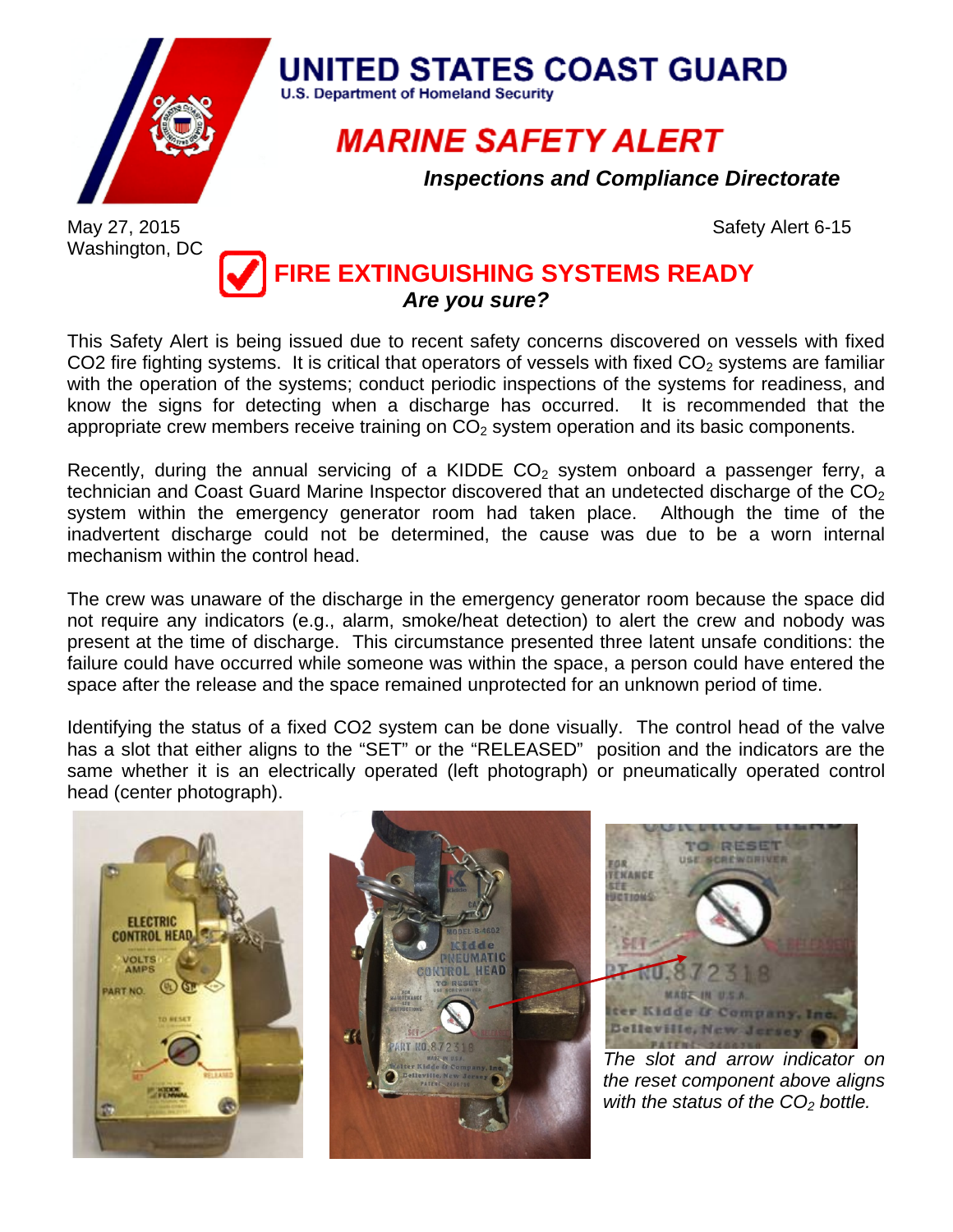# UNITED STATES COAST GUARD

U.S. Department of Homeland Security

## MARINE SAFETY ALERT

***Inspections and Compliance Directorate***

May 27, 2015
Washington, DC

Safety Alert 6-15

## FIRE EXTINGUISHING SYSTEMS READY

***Are you sure?***

This Safety Alert is being issued due to recent safety concerns discovered on vessels with fixed CO2 fire fighting systems. It is critical that operators of vessels with fixed $CO_2$ systems are familiar with the operation of the systems; conduct periodic inspections of the systems for readiness, and know the signs for detecting when a discharge has occurred. It is recommended that the appropriate crew members receive training on $CO_2$ system operation and its basic components.

Recently, during the annual servicing of a KIDDE $CO_2$ system onboard a passenger ferry, a technician and Coast Guard Marine Inspector discovered that an undetected discharge of the $CO_2$ system within the emergency generator room had taken place. Although the time of the inadvertent discharge could not be determined, the cause was due to be a worn internal mechanism within the control head.

The crew was unaware of the discharge in the emergency generator room because the space did not require any indicators (e.g., alarm, smoke/heat detection) to alert the crew and nobody was present at the time of discharge. This circumstance presented three latent unsafe conditions: the failure could have occurred while someone was within the space, a person could have entered the space after the release and the space remained unprotected for an unknown period of time.

Identifying the status of a fixed CO2 system can be done visually. The control head of the valve has a slot that either aligns to the "SET" or the "RELEASED" position and the indicators are the same whether it is an electrically operated (left photograph) or pneumatically operated control head (center photograph).

*The slot and arrow indicator on the reset component above aligns with the status of the $CO_2$ bottle.*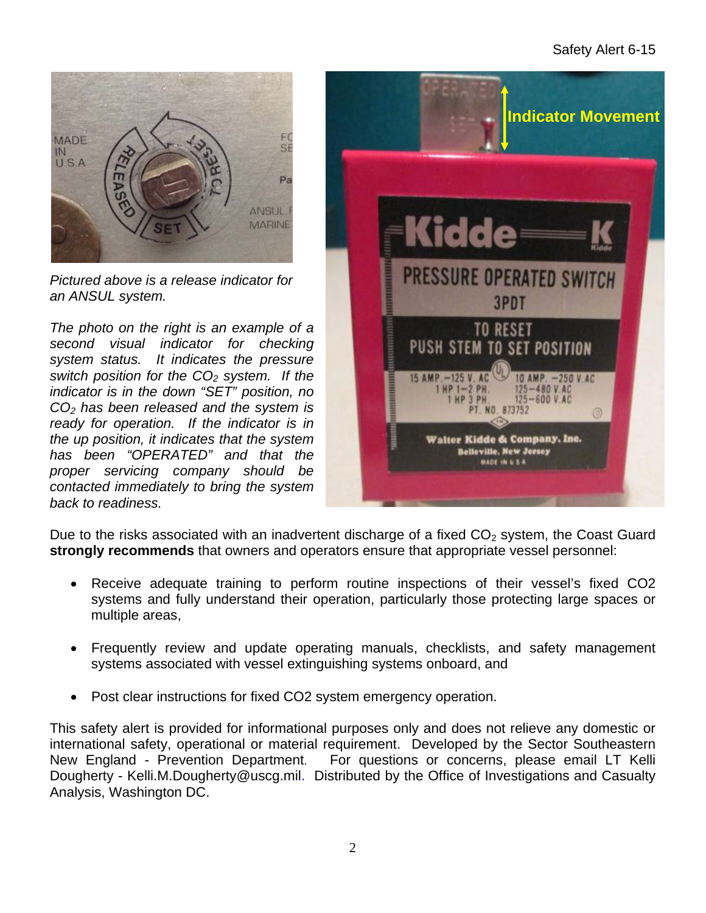*Pictured above is a release indicator for an ANSUL system.*

*The photo on the right is an example of a second visual indicator for checking system status. It indicates the pressure switch position for the $CO_2$ system. If the indicator is in the down "SET" position, no $CO_2$ has been released and the system is ready for operation. If the indicator is in the up position, it indicates that the system has been "OPERATED" and that the proper servicing company should be contacted immediately to bring the system back to readiness.*

Due to the risks associated with an inadvertent discharge of a fixed $CO_2$ system, the Coast Guard **strongly recommends** that owners and operators ensure that appropriate vessel personnel:

- Receive adequate training to perform routine inspections of their vessel's fixed CO2 systems and fully understand their operation, particularly those protecting large spaces or multiple areas,
- Frequently review and update operating manuals, checklists, and safety management systems associated with vessel extinguishing systems onboard, and
- Post clear instructions for fixed CO2 system emergency operation.

This safety alert is provided for informational purposes only and does not relieve any domestic or international safety, operational or material requirement. Developed by the Sector Southeastern New England - Prevention Department. For questions or concerns, please email LT Kelli Dougherty - Kelli.M.Dougherty@uscg.mil. Distributed by the Office of Investigations and Casualty Analysis, Washington DC.